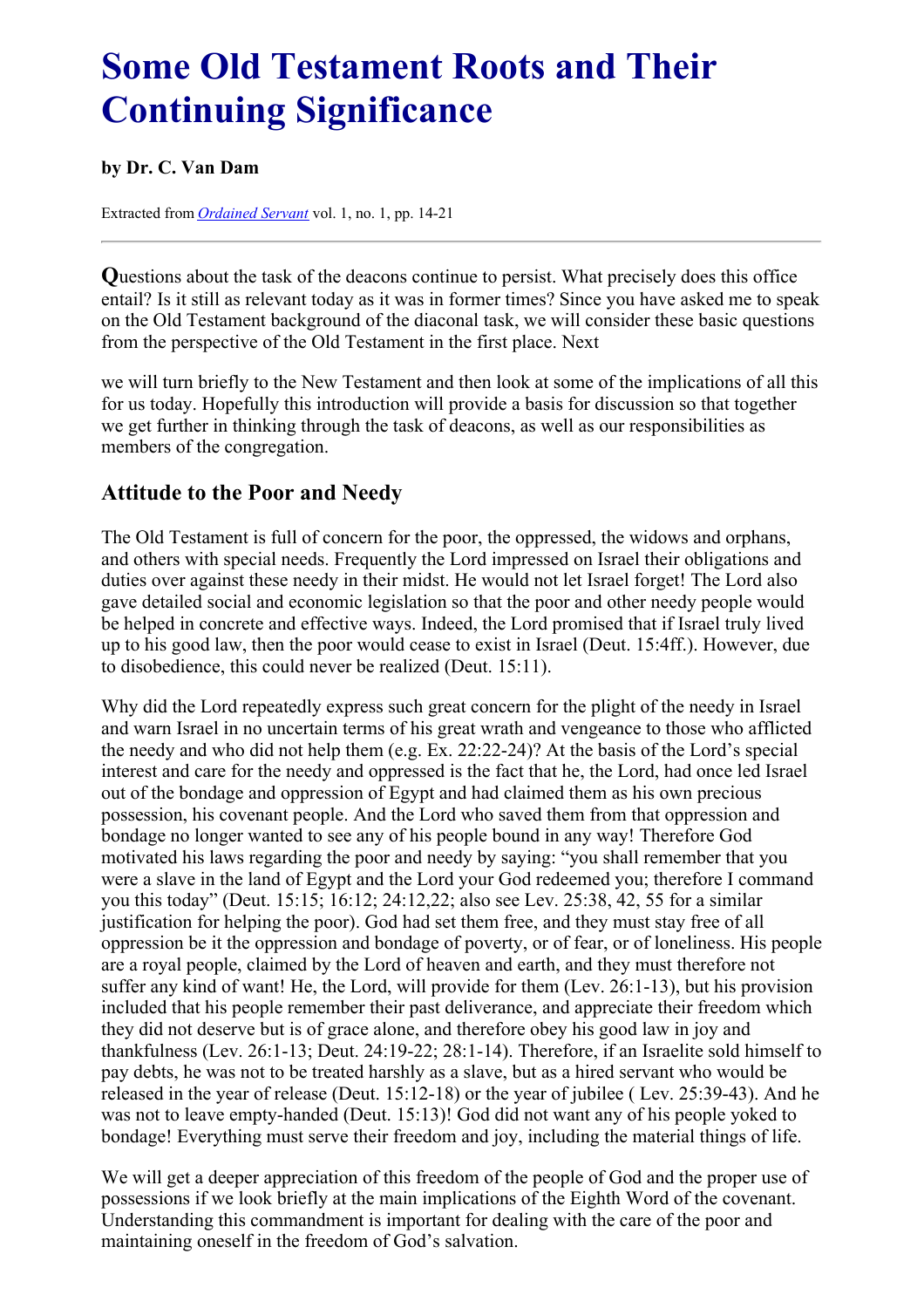# Some Old Testament Roots and Their Continuing Significance

**by Dr. C. Van Dam**

Extracted from *Ordained Servant* vol. 1, no. 1, pp. 14-21

---

**Q**uestions about the task of the deacons continue to persist. What precisely does this office entail? Is it still as relevant today as it was in former times? Since you have asked me to speak on the Old Testament background of the diaconal task, we will consider these basic questions from the perspective of the Old Testament in the first place. Next we will turn briefly to the New Testament and then look at some of the implications of all this for us today. Hopefully this introduction will provide a basis for discussion so that together we get further in thinking through the task of deacons, as well as our responsibilities as members of the congregation.

## Attitude to the Poor and Needy

The Old Testament is full of concern for the poor, the oppressed, the widows and orphans, and others with special needs. Frequently the Lord impressed on Israel their obligations and duties over against these needy in their midst. He would not let Israel forget! The Lord also gave detailed social and economic legislation so that the poor and other needy people would be helped in concrete and effective ways. Indeed, the Lord promised that if Israel truly lived up to his good law, then the poor would cease to exist in Israel (Deut. 15:4ff.). However, due to disobedience, this could never be realized (Deut. 15:11).

Why did the Lord repeatedly express such great concern for the plight of the needy in Israel and warn Israel in no uncertain terms of his great wrath and vengeance to those who afflicted the needy and who did not help them (e.g. Ex. 22:22-24)? At the basis of the Lord's special interest and care for the needy and oppressed is the fact that he, the Lord, had once led Israel out of the bondage and oppression of Egypt and had claimed them as his own precious possession, his covenant people. And the Lord who saved them from that oppression and bondage no longer wanted to see any of his people bound in any way! Therefore God motivated his laws regarding the poor and needy by saying: "you shall remember that you were a slave in the land of Egypt and the Lord your God redeemed you; therefore I command you this today" (Deut. 15:15; 16:12; 24:12,22; also see Lev. 25:38, 42, 55 for a similar justification for helping the poor). God had set them free, and they must stay free of all oppression be it the oppression and bondage of poverty, or of fear, or of loneliness. His people are a royal people, claimed by the Lord of heaven and earth, and they must therefore not suffer any kind of want! He, the Lord, will provide for them (Lev. 26:1-13), but his provision included that his people remember their past deliverance, and appreciate their freedom which they did not deserve but is of grace alone, and therefore obey his good law in joy and thankfulness (Lev. 26:1-13; Deut. 24:19-22; 28:1-14). Therefore, if an Israelite sold himself to pay debts, he was not to be treated harshly as a slave, but as a hired servant who would be released in the year of release (Deut. 15:12-18) or the year of jubilee ( Lev. 25:39-43). And he was not to leave empty-handed (Deut. 15:13)! God did not want any of his people yoked to bondage! Everything must serve their freedom and joy, including the material things of life.

We will get a deeper appreciation of this freedom of the people of God and the proper use of possessions if we look briefly at the main implications of the Eighth Word of the covenant. Understanding this commandment is important for dealing with the care of the poor and maintaining oneself in the freedom of God's salvation.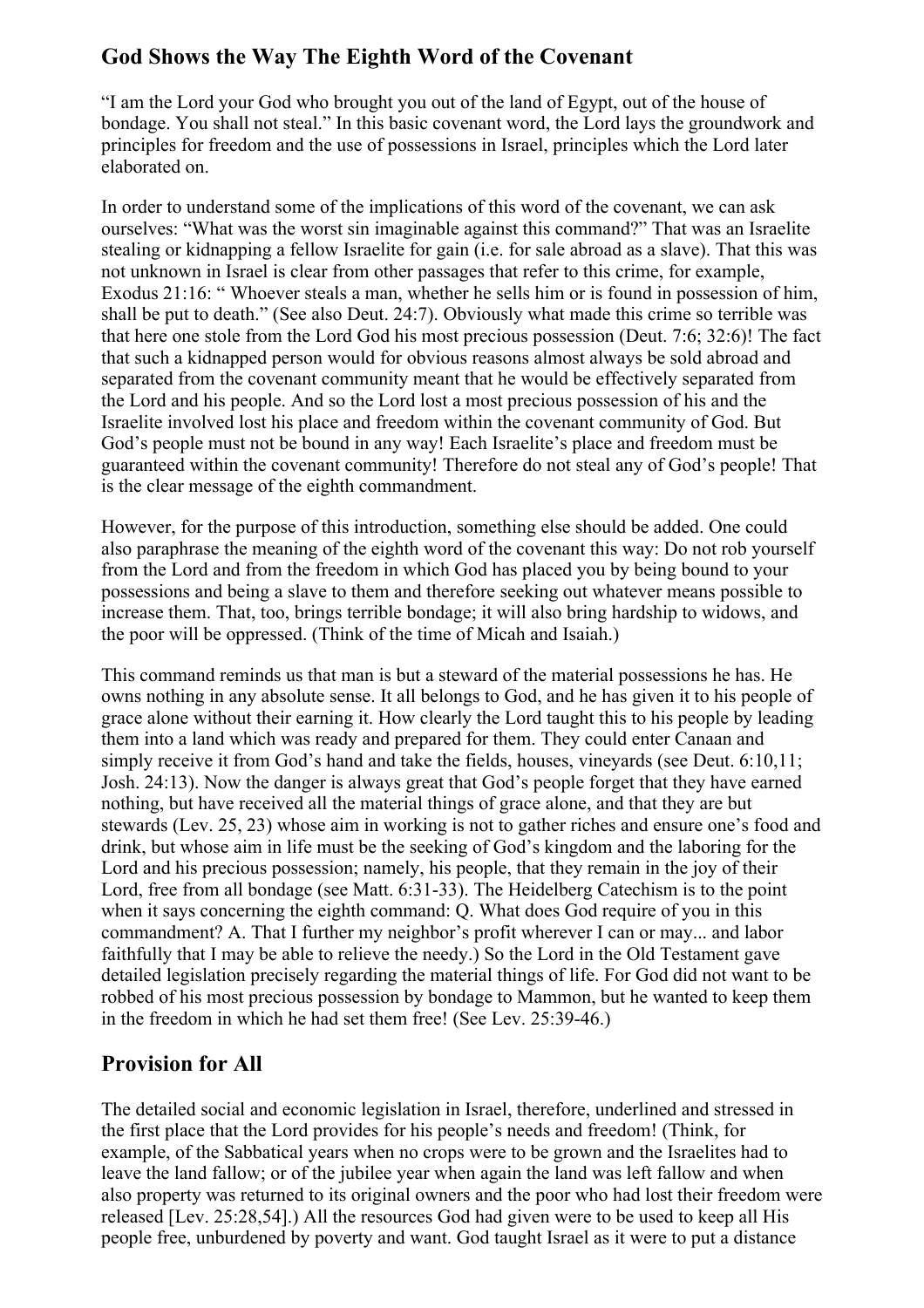## God Shows the Way The Eighth Word of the Covenant

"I am the Lord your God who brought you out of the land of Egypt, out of the house of bondage. You shall not steal." In this basic covenant word, the Lord lays the groundwork and principles for freedom and the use of possessions in Israel, principles which the Lord later elaborated on.

In order to understand some of the implications of this word of the covenant, we can ask ourselves: "What was the worst sin imaginable against this command?" That was an Israelite stealing or kidnapping a fellow Israelite for gain (i.e. for sale abroad as a slave). That this was not unknown in Israel is clear from other passages that refer to this crime, for example, Exodus 21:16: " Whoever steals a man, whether he sells him or is found in possession of him, shall be put to death." (See also Deut. 24:7). Obviously what made this crime so terrible was that here one stole from the Lord God his most precious possession (Deut. 7:6; 32:6)! The fact that such a kidnapped person would for obvious reasons almost always be sold abroad and separated from the covenant community meant that he would be effectively separated from the Lord and his people. And so the Lord lost a most precious possession of his and the Israelite involved lost his place and freedom within the covenant community of God. But God's people must not be bound in any way! Each Israelite's place and freedom must be guaranteed within the covenant community! Therefore do not steal any of God's people! That is the clear message of the eighth commandment.

However, for the purpose of this introduction, something else should be added. One could also paraphrase the meaning of the eighth word of the covenant this way: Do not rob yourself from the Lord and from the freedom in which God has placed you by being bound to your possessions and being a slave to them and therefore seeking out whatever means possible to increase them. That, too, brings terrible bondage; it will also bring hardship to widows, and the poor will be oppressed. (Think of the time of Micah and Isaiah.)

This command reminds us that man is but a steward of the material possessions he has. He owns nothing in any absolute sense. It all belongs to God, and he has given it to his people of grace alone without their earning it. How clearly the Lord taught this to his people by leading them into a land which was ready and prepared for them. They could enter Canaan and simply receive it from God's hand and take the fields, houses, vineyards (see Deut. 6:10,11; Josh. 24:13). Now the danger is always great that God's people forget that they have earned nothing, but have received all the material things of grace alone, and that they are but stewards (Lev. 25, 23) whose aim in working is not to gather riches and ensure one's food and drink, but whose aim in life must be the seeking of God's kingdom and the laboring for the Lord and his precious possession; namely, his people, that they remain in the joy of their Lord, free from all bondage (see Matt. 6:31-33). The Heidelberg Catechism is to the point when it says concerning the eighth command: Q. What does God require of you in this commandment? A. That I further my neighbor's profit wherever I can or may... and labor faithfully that I may be able to relieve the needy.) So the Lord in the Old Testament gave detailed legislation precisely regarding the material things of life. For God did not want to be robbed of his most precious possession by bondage to Mammon, but he wanted to keep them in the freedom in which he had set them free! (See Lev. 25:39-46.)

## Provision for All

The detailed social and economic legislation in Israel, therefore, underlined and stressed in the first place that the Lord provides for his people's needs and freedom! (Think, for example, of the Sabbatical years when no crops were to be grown and the Israelites had to leave the land fallow; or of the jubilee year when again the land was left fallow and when also property was returned to its original owners and the poor who had lost their freedom were released [Lev. 25:28,54].) All the resources God had given were to be used to keep all His people free, unburdened by poverty and want. God taught Israel as it were to put a distance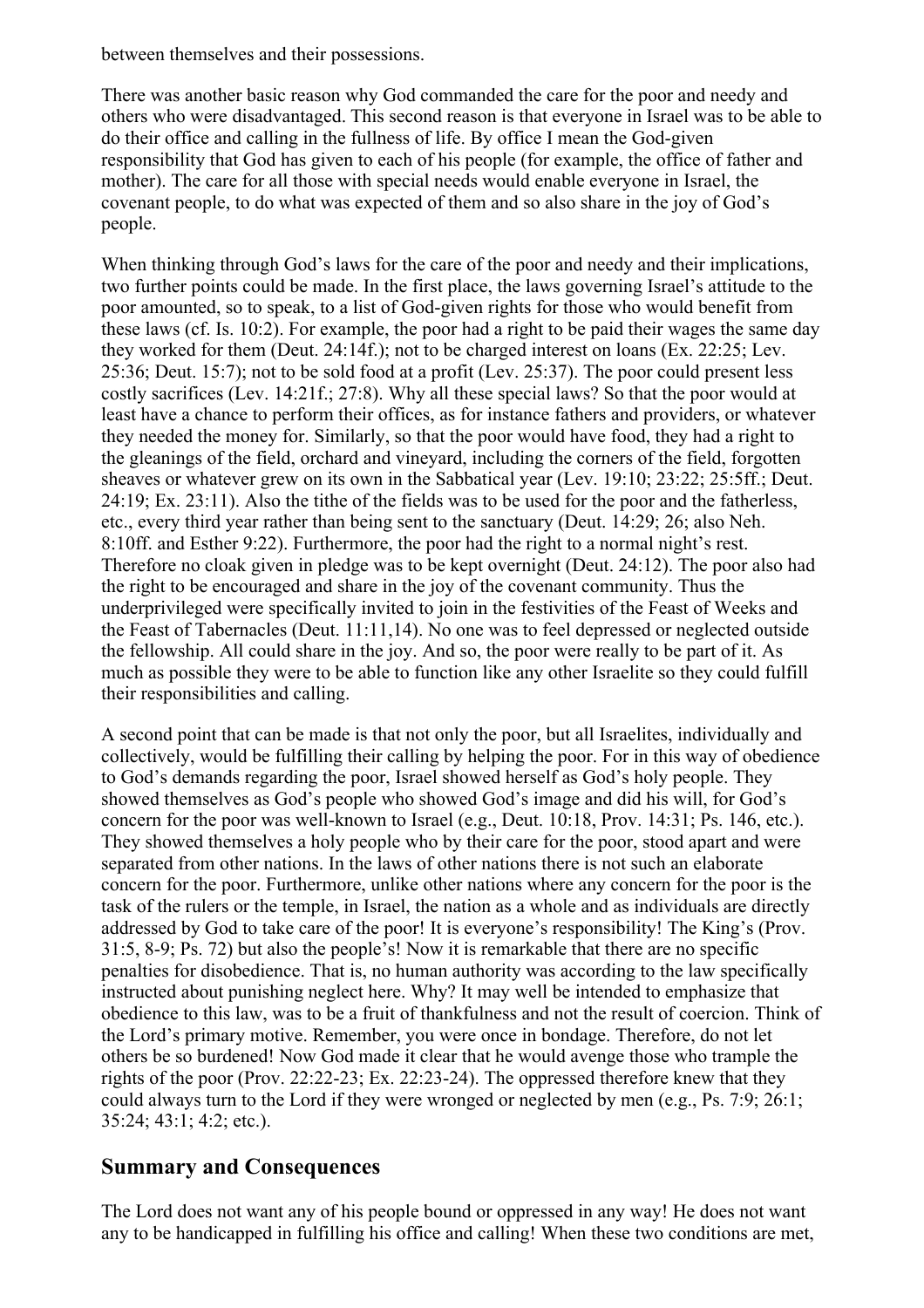between themselves and their possessions.

There was another basic reason why God commanded the care for the poor and needy and others who were disadvantaged. This second reason is that everyone in Israel was to be able to do their office and calling in the fullness of life. By office I mean the God-given responsibility that God has given to each of his people (for example, the office of father and mother). The care for all those with special needs would enable everyone in Israel, the covenant people, to do what was expected of them and so also share in the joy of God's people.

When thinking through God's laws for the care of the poor and needy and their implications, two further points could be made. In the first place, the laws governing Israel's attitude to the poor amounted, so to speak, to a list of God-given rights for those who would benefit from these laws (cf. Is. 10:2). For example, the poor had a right to be paid their wages the same day they worked for them (Deut. 24:14f.); not to be charged interest on loans (Ex. 22:25; Lev. 25:36; Deut. 15:7); not to be sold food at a profit (Lev. 25:37). The poor could present less costly sacrifices (Lev. 14:21f.; 27:8). Why all these special laws? So that the poor would at least have a chance to perform their offices, as for instance fathers and providers, or whatever they needed the money for. Similarly, so that the poor would have food, they had a right to the gleanings of the field, orchard and vineyard, including the corners of the field, forgotten sheaves or whatever grew on its own in the Sabbatical year (Lev. 19:10; 23:22; 25:5ff.; Deut. 24:19; Ex. 23:11). Also the tithe of the fields was to be used for the poor and the fatherless, etc., every third year rather than being sent to the sanctuary (Deut. 14:29; 26; also Neh. 8:10ff. and Esther 9:22). Furthermore, the poor had the right to a normal night's rest. Therefore no cloak given in pledge was to be kept overnight (Deut. 24:12). The poor also had the right to be encouraged and share in the joy of the covenant community. Thus the underprivileged were specifically invited to join in the festivities of the Feast of Weeks and the Feast of Tabernacles (Deut. 11:11,14). No one was to feel depressed or neglected outside the fellowship. All could share in the joy. And so, the poor were really to be part of it. As much as possible they were to be able to function like any other Israelite so they could fulfill their responsibilities and calling.

A second point that can be made is that not only the poor, but all Israelites, individually and collectively, would be fulfilling their calling by helping the poor. For in this way of obedience to God's demands regarding the poor, Israel showed herself as God's holy people. They showed themselves as God's people who showed God's image and did his will, for God's concern for the poor was well-known to Israel (e.g., Deut. 10:18, Prov. 14:31; Ps. 146, etc.). They showed themselves a holy people who by their care for the poor, stood apart and were separated from other nations. In the laws of other nations there is not such an elaborate concern for the poor. Furthermore, unlike other nations where any concern for the poor is the task of the rulers or the temple, in Israel, the nation as a whole and as individuals are directly addressed by God to take care of the poor! It is everyone's responsibility! The King's (Prov. 31:5, 8-9; Ps. 72) but also the people's! Now it is remarkable that there are no specific penalties for disobedience. That is, no human authority was according to the law specifically instructed about punishing neglect here. Why? It may well be intended to emphasize that obedience to this law, was to be a fruit of thankfulness and not the result of coercion. Think of the Lord's primary motive. Remember, you were once in bondage. Therefore, do not let others be so burdened! Now God made it clear that he would avenge those who trample the rights of the poor (Prov. 22:22-23; Ex. 22:23-24). The oppressed therefore knew that they could always turn to the Lord if they were wronged or neglected by men (e.g., Ps. 7:9; 26:1; 35:24; 43:1; 4:2; etc.).

## Summary and Consequences

The Lord does not want any of his people bound or oppressed in any way! He does not want any to be handicapped in fulfilling his office and calling! When these two conditions are met,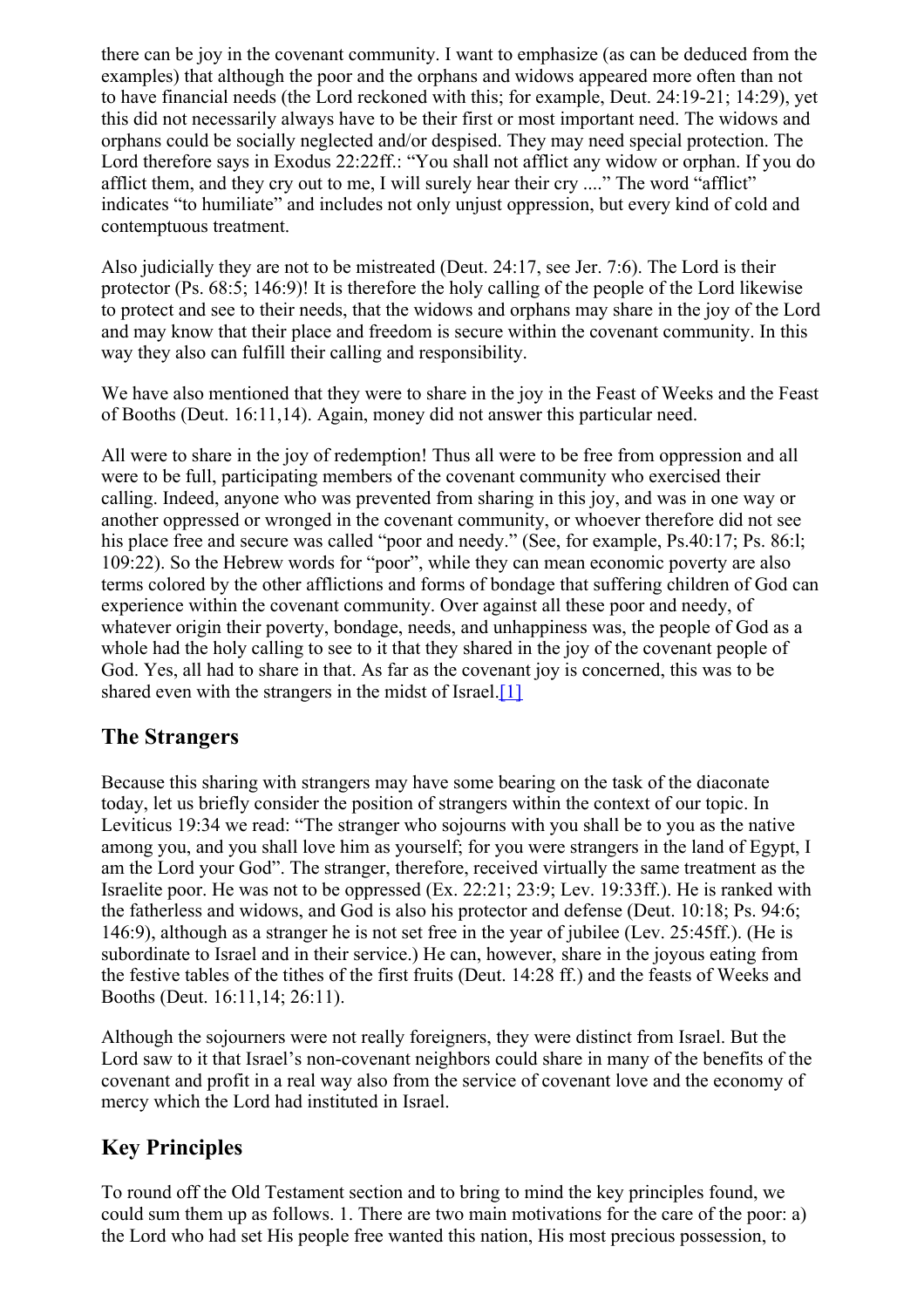there can be joy in the covenant community. I want to emphasize (as can be deduced from the examples) that although the poor and the orphans and widows appeared more often than not to have financial needs (the Lord reckoned with this; for example, Deut. 24:19-21; 14:29), yet this did not necessarily always have to be their first or most important need. The widows and orphans could be socially neglected and/or despised. They may need special protection. The Lord therefore says in Exodus 22:22ff.: "You shall not afflict any widow or orphan. If you do afflict them, and they cry out to me, I will surely hear their cry ...." The word "afflict" indicates "to humiliate" and includes not only unjust oppression, but every kind of cold and contemptuous treatment.

Also judicially they are not to be mistreated (Deut. 24:17, see Jer. 7:6). The Lord is their protector (Ps. 68:5; 146:9)! It is therefore the holy calling of the people of the Lord likewise to protect and see to their needs, that the widows and orphans may share in the joy of the Lord and may know that their place and freedom is secure within the covenant community. In this way they also can fulfill their calling and responsibility.

We have also mentioned that they were to share in the joy in the Feast of Weeks and the Feast of Booths (Deut. 16:11,14). Again, money did not answer this particular need.

All were to share in the joy of redemption! Thus all were to be free from oppression and all were to be full, participating members of the covenant community who exercised their calling. Indeed, anyone who was prevented from sharing in this joy, and was in one way or another oppressed or wronged in the covenant community, or whoever therefore did not see his place free and secure was called "poor and needy." (See, for example, Ps.40:17; Ps. 86:l; 109:22). So the Hebrew words for "poor", while they can mean economic poverty are also terms colored by the other afflictions and forms of bondage that suffering children of God can experience within the covenant community. Over against all these poor and needy, of whatever origin their poverty, bondage, needs, and unhappiness was, the people of God as a whole had the holy calling to see to it that they shared in the joy of the covenant people of God. Yes, all had to share in that. As far as the covenant joy is concerned, this was to be shared even with the strangers in the midst of Israel.[1]

## The Strangers

Because this sharing with strangers may have some bearing on the task of the diaconate today, let us briefly consider the position of strangers within the context of our topic. In Leviticus 19:34 we read: "The stranger who sojourns with you shall be to you as the native among you, and you shall love him as yourself; for you were strangers in the land of Egypt, I am the Lord your God". The stranger, therefore, received virtually the same treatment as the Israelite poor. He was not to be oppressed (Ex. 22:21; 23:9; Lev. 19:33ff.). He is ranked with the fatherless and widows, and God is also his protector and defense (Deut. 10:18; Ps. 94:6; 146:9), although as a stranger he is not set free in the year of jubilee (Lev. 25:45ff.). (He is subordinate to Israel and in their service.) He can, however, share in the joyous eating from the festive tables of the tithes of the first fruits (Deut. 14:28 ff.) and the feasts of Weeks and Booths (Deut. 16:11,14; 26:11).

Although the sojourners were not really foreigners, they were distinct from Israel. But the Lord saw to it that Israel's non-covenant neighbors could share in many of the benefits of the covenant and profit in a real way also from the service of covenant love and the economy of mercy which the Lord had instituted in Israel.

## Key Principles

To round off the Old Testament section and to bring to mind the key principles found, we could sum them up as follows. 1. There are two main motivations for the care of the poor: a) the Lord who had set His people free wanted this nation, His most precious possession, to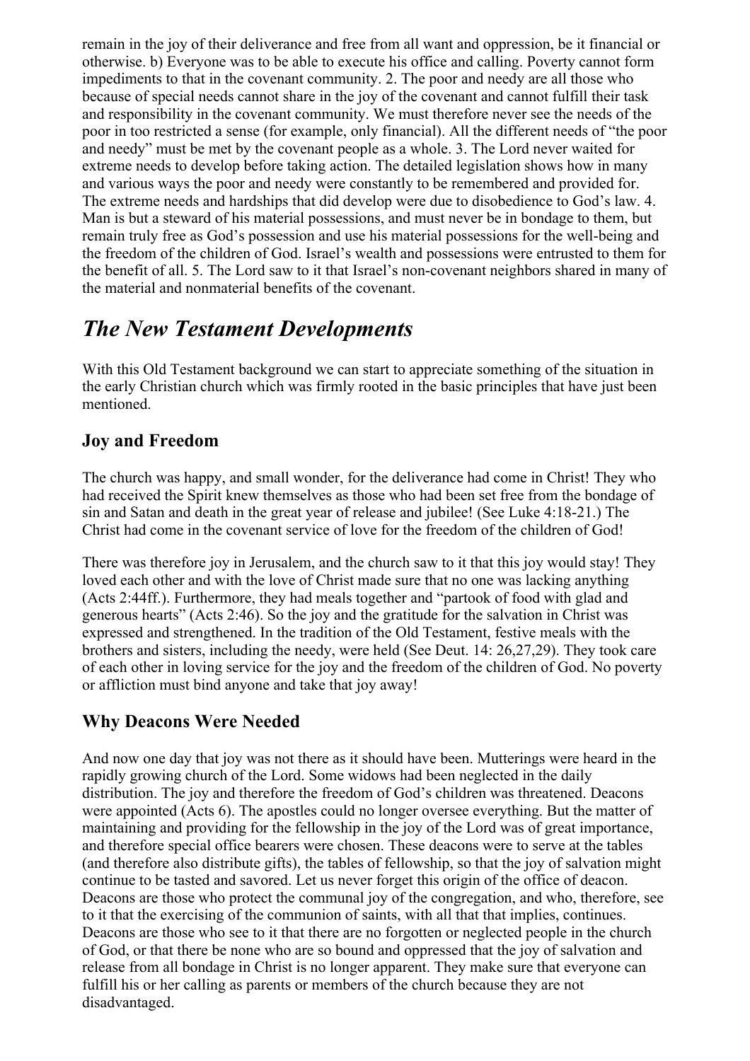remain in the joy of their deliverance and free from all want and oppression, be it financial or otherwise. b) Everyone was to be able to execute his office and calling. Poverty cannot form impediments to that in the covenant community. 2. The poor and needy are all those who because of special needs cannot share in the joy of the covenant and cannot fulfill their task and responsibility in the covenant community. We must therefore never see the needs of the poor in too restricted a sense (for example, only financial). All the different needs of "the poor and needy" must be met by the covenant people as a whole. 3. The Lord never waited for extreme needs to develop before taking action. The detailed legislation shows how in many and various ways the poor and needy were constantly to be remembered and provided for. The extreme needs and hardships that did develop were due to disobedience to God's law. 4. Man is but a steward of his material possessions, and must never be in bondage to them, but remain truly free as God's possession and use his material possessions for the well-being and the freedom of the children of God. Israel's wealth and possessions were entrusted to them for the benefit of all. 5. The Lord saw to it that Israel's non-covenant neighbors shared in many of the material and nonmaterial benefits of the covenant.

## *The New Testament Developments*

With this Old Testament background we can start to appreciate something of the situation in the early Christian church which was firmly rooted in the basic principles that have just been mentioned.

### Joy and Freedom

The church was happy, and small wonder, for the deliverance had come in Christ! They who had received the Spirit knew themselves as those who had been set free from the bondage of sin and Satan and death in the great year of release and jubilee! (See Luke 4:18-21.) The Christ had come in the covenant service of love for the freedom of the children of God!

There was therefore joy in Jerusalem, and the church saw to it that this joy would stay! They loved each other and with the love of Christ made sure that no one was lacking anything (Acts 2:44ff.). Furthermore, they had meals together and "partook of food with glad and generous hearts" (Acts 2:46). So the joy and the gratitude for the salvation in Christ was expressed and strengthened. In the tradition of the Old Testament, festive meals with the brothers and sisters, including the needy, were held (See Deut. 14: 26,27,29). They took care of each other in loving service for the joy and the freedom of the children of God. No poverty or affliction must bind anyone and take that joy away!

### Why Deacons Were Needed

And now one day that joy was not there as it should have been. Mutterings were heard in the rapidly growing church of the Lord. Some widows had been neglected in the daily distribution. The joy and therefore the freedom of God's children was threatened. Deacons were appointed (Acts 6). The apostles could no longer oversee everything. But the matter of maintaining and providing for the fellowship in the joy of the Lord was of great importance, and therefore special office bearers were chosen. These deacons were to serve at the tables (and therefore also distribute gifts), the tables of fellowship, so that the joy of salvation might continue to be tasted and savored. Let us never forget this origin of the office of deacon. Deacons are those who protect the communal joy of the congregation, and who, therefore, see to it that the exercising of the communion of saints, with all that that implies, continues. Deacons are those who see to it that there are no forgotten or neglected people in the church of God, or that there be none who are so bound and oppressed that the joy of salvation and release from all bondage in Christ is no longer apparent. They make sure that everyone can fulfill his or her calling as parents or members of the church because they are not disadvantaged.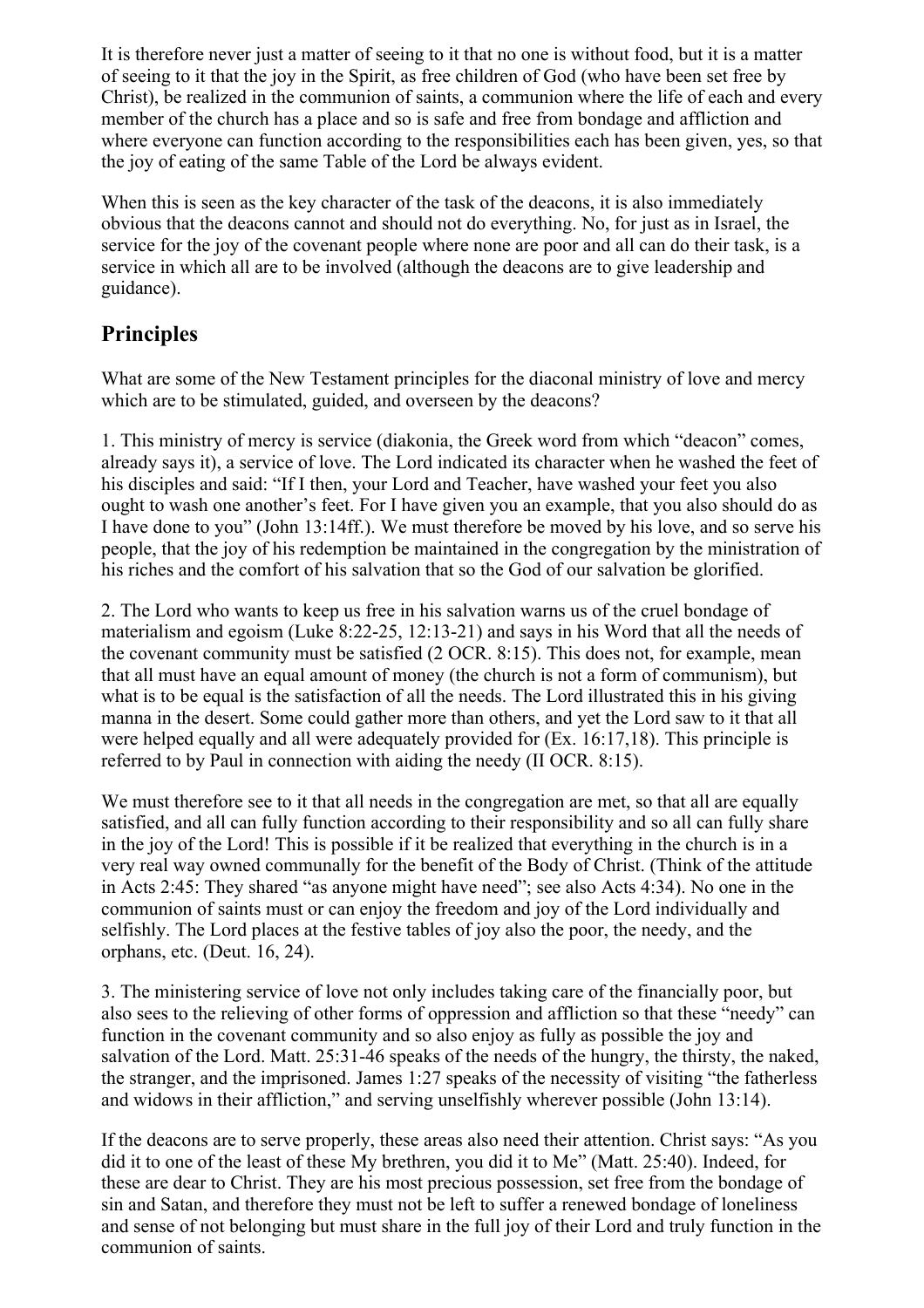It is therefore never just a matter of seeing to it that no one is without food, but it is a matter of seeing to it that the joy in the Spirit, as free children of God (who have been set free by Christ), be realized in the communion of saints, a communion where the life of each and every member of the church has a place and so is safe and free from bondage and affliction and where everyone can function according to the responsibilities each has been given, yes, so that the joy of eating of the same Table of the Lord be always evident.

When this is seen as the key character of the task of the deacons, it is also immediately obvious that the deacons cannot and should not do everything. No, for just as in Israel, the service for the joy of the covenant people where none are poor and all can do their task, is a service in which all are to be involved (although the deacons are to give leadership and guidance).

## Principles

What are some of the New Testament principles for the diaconal ministry of love and mercy which are to be stimulated, guided, and overseen by the deacons?

1. This ministry of mercy is service (diakonia, the Greek word from which "deacon" comes, already says it), a service of love. The Lord indicated its character when he washed the feet of his disciples and said: "If I then, your Lord and Teacher, have washed your feet you also ought to wash one another's feet. For I have given you an example, that you also should do as I have done to you" (John 13:14ff.). We must therefore be moved by his love, and so serve his people, that the joy of his redemption be maintained in the congregation by the ministration of his riches and the comfort of his salvation that so the God of our salvation be glorified.

2. The Lord who wants to keep us free in his salvation warns us of the cruel bondage of materialism and egoism (Luke 8:22-25, 12:13-21) and says in his Word that all the needs of the covenant community must be satisfied (2 OCR. 8:15). This does not, for example, mean that all must have an equal amount of money (the church is not a form of communism), but what is to be equal is the satisfaction of all the needs. The Lord illustrated this in his giving manna in the desert. Some could gather more than others, and yet the Lord saw to it that all were helped equally and all were adequately provided for (Ex. 16:17,18). This principle is referred to by Paul in connection with aiding the needy (II OCR. 8:15).

We must therefore see to it that all needs in the congregation are met, so that all are equally satisfied, and all can fully function according to their responsibility and so all can fully share in the joy of the Lord! This is possible if it be realized that everything in the church is in a very real way owned communally for the benefit of the Body of Christ. (Think of the attitude in Acts 2:45: They shared "as anyone might have need"; see also Acts 4:34). No one in the communion of saints must or can enjoy the freedom and joy of the Lord individually and selfishly. The Lord places at the festive tables of joy also the poor, the needy, and the orphans, etc. (Deut. 16, 24).

3. The ministering service of love not only includes taking care of the financially poor, but also sees to the relieving of other forms of oppression and affliction so that these "needy" can function in the covenant community and so also enjoy as fully as possible the joy and salvation of the Lord. Matt. 25:31-46 speaks of the needs of the hungry, the thirsty, the naked, the stranger, and the imprisoned. James 1:27 speaks of the necessity of visiting "the fatherless and widows in their affliction," and serving unselfishly wherever possible (John 13:14).

If the deacons are to serve properly, these areas also need their attention. Christ says: "As you did it to one of the least of these My brethren, you did it to Me" (Matt. 25:40). Indeed, for these are dear to Christ. They are his most precious possession, set free from the bondage of sin and Satan, and therefore they must not be left to suffer a renewed bondage of loneliness and sense of not belonging but must share in the full joy of their Lord and truly function in the communion of saints.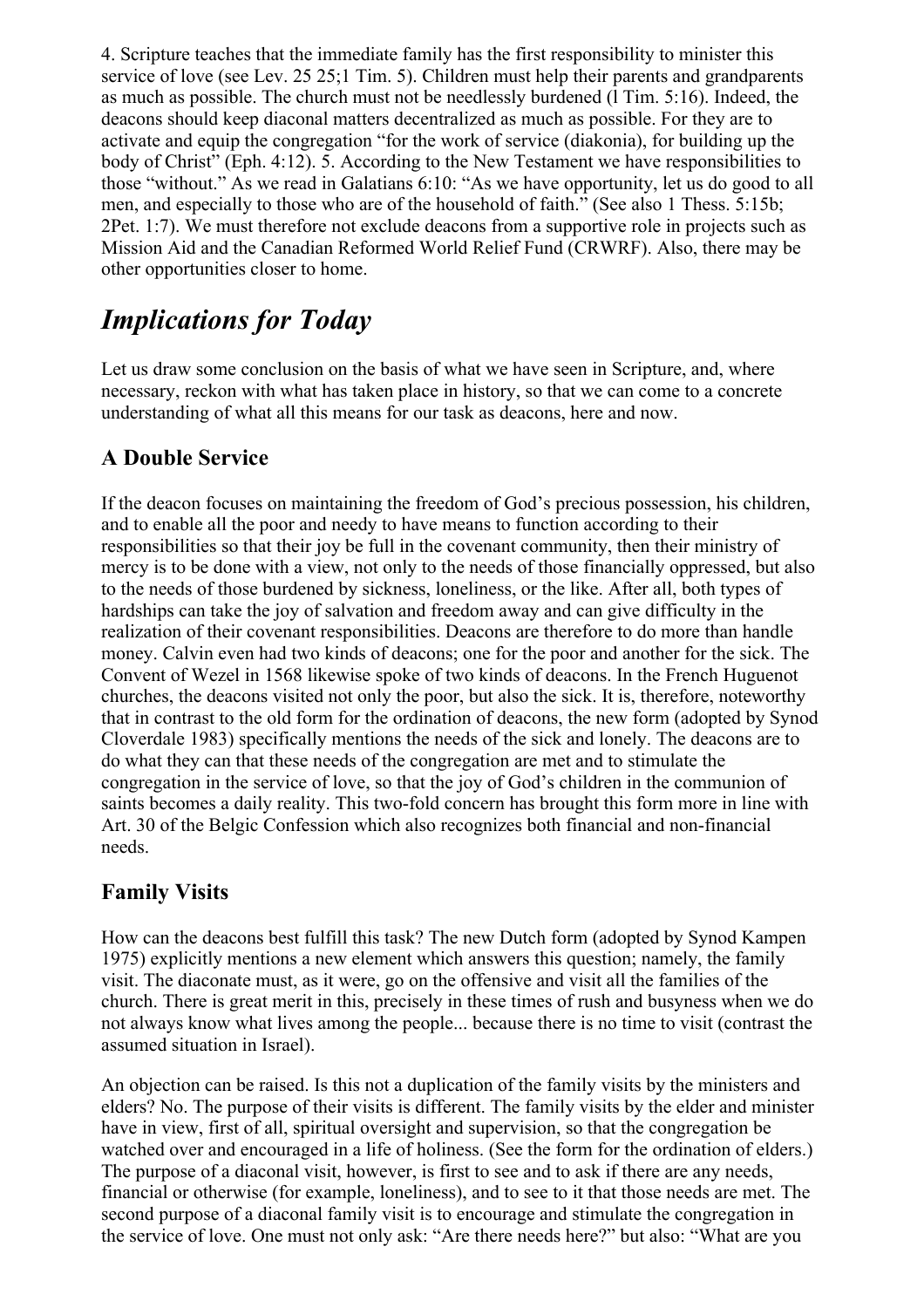4. Scripture teaches that the immediate family has the first responsibility to minister this service of love (see Lev. 25 25;1 Tim. 5). Children must help their parents and grandparents as much as possible. The church must not be needlessly burdened (l Tim. 5:16). Indeed, the deacons should keep diaconal matters decentralized as much as possible. For they are to activate and equip the congregation "for the work of service (diakonia), for building up the body of Christ" (Eph. 4:12). 5. According to the New Testament we have responsibilities to those "without." As we read in Galatians 6:10: "As we have opportunity, let us do good to all men, and especially to those who are of the household of faith." (See also 1 Thess. 5:15b; 2Pet. 1:7). We must therefore not exclude deacons from a supportive role in projects such as Mission Aid and the Canadian Reformed World Relief Fund (CRWRF). Also, there may be other opportunities closer to home.

## *Implications for Today*

Let us draw some conclusion on the basis of what we have seen in Scripture, and, where necessary, reckon with what has taken place in history, so that we can come to a concrete understanding of what all this means for our task as deacons, here and now.

### A Double Service

If the deacon focuses on maintaining the freedom of God's precious possession, his children, and to enable all the poor and needy to have means to function according to their responsibilities so that their joy be full in the covenant community, then their ministry of mercy is to be done with a view, not only to the needs of those financially oppressed, but also to the needs of those burdened by sickness, loneliness, or the like. After all, both types of hardships can take the joy of salvation and freedom away and can give difficulty in the realization of their covenant responsibilities. Deacons are therefore to do more than handle money. Calvin even had two kinds of deacons; one for the poor and another for the sick. The Convent of Wezel in 1568 likewise spoke of two kinds of deacons. In the French Huguenot churches, the deacons visited not only the poor, but also the sick. It is, therefore, noteworthy that in contrast to the old form for the ordination of deacons, the new form (adopted by Synod Cloverdale 1983) specifically mentions the needs of the sick and lonely. The deacons are to do what they can that these needs of the congregation are met and to stimulate the congregation in the service of love, so that the joy of God's children in the communion of saints becomes a daily reality. This two-fold concern has brought this form more in line with Art. 30 of the Belgic Confession which also recognizes both financial and non-financial needs.

### Family Visits

How can the deacons best fulfill this task? The new Dutch form (adopted by Synod Kampen 1975) explicitly mentions a new element which answers this question; namely, the family visit. The diaconate must, as it were, go on the offensive and visit all the families of the church. There is great merit in this, precisely in these times of rush and busyness when we do not always know what lives among the people... because there is no time to visit (contrast the assumed situation in Israel).

An objection can be raised. Is this not a duplication of the family visits by the ministers and elders? No. The purpose of their visits is different. The family visits by the elder and minister have in view, first of all, spiritual oversight and supervision, so that the congregation be watched over and encouraged in a life of holiness. (See the form for the ordination of elders.) The purpose of a diaconal visit, however, is first to see and to ask if there are any needs, financial or otherwise (for example, loneliness), and to see to it that those needs are met. The second purpose of a diaconal family visit is to encourage and stimulate the congregation in the service of love. One must not only ask: "Are there needs here?" but also: "What are you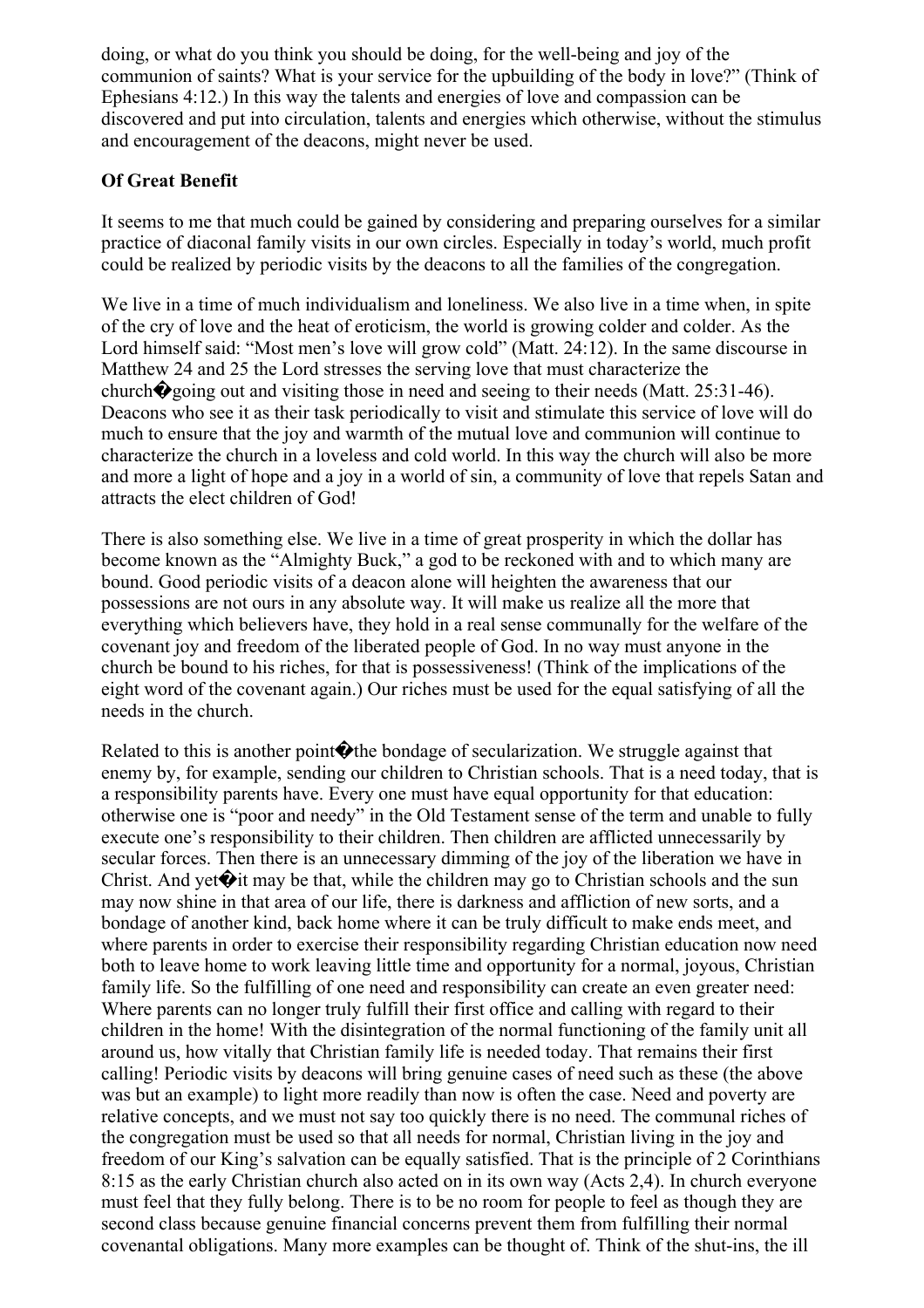doing, or what do you think you should be doing, for the well-being and joy of the communion of saints? What is your service for the upbuilding of the body in love?" (Think of Ephesians 4:12.) In this way the talents and energies of love and compassion can be discovered and put into circulation, talents and energies which otherwise, without the stimulus and encouragement of the deacons, might never be used.

**Of Great Benefit**

It seems to me that much could be gained by considering and preparing ourselves for a similar practice of diaconal family visits in our own circles. Especially in today's world, much profit could be realized by periodic visits by the deacons to all the families of the congregation.

We live in a time of much individualism and loneliness. We also live in a time when, in spite of the cry of love and the heat of eroticism, the world is growing colder and colder. As the Lord himself said: "Most men's love will grow cold" (Matt. 24:12). In the same discourse in Matthew 24 and 25 the Lord stresses the serving love that must characterize the church�going out and visiting those in need and seeing to their needs (Matt. 25:31-46). Deacons who see it as their task periodically to visit and stimulate this service of love will do much to ensure that the joy and warmth of the mutual love and communion will continue to characterize the church in a loveless and cold world. In this way the church will also be more and more a light of hope and a joy in a world of sin, a community of love that repels Satan and attracts the elect children of God!

There is also something else. We live in a time of great prosperity in which the dollar has become known as the "Almighty Buck," a god to be reckoned with and to which many are bound. Good periodic visits of a deacon alone will heighten the awareness that our possessions are not ours in any absolute way. It will make us realize all the more that everything which believers have, they hold in a real sense communally for the welfare of the covenant joy and freedom of the liberated people of God. In no way must anyone in the church be bound to his riches, for that is possessiveness! (Think of the implications of the eight word of the covenant again.) Our riches must be used for the equal satisfying of all the needs in the church.

Related to this is another point�the bondage of secularization. We struggle against that enemy by, for example, sending our children to Christian schools. That is a need today, that is a responsibility parents have. Every one must have equal opportunity for that education: otherwise one is "poor and needy" in the Old Testament sense of the term and unable to fully execute one's responsibility to their children. Then children are afflicted unnecessarily by secular forces. Then there is an unnecessary dimming of the joy of the liberation we have in Christ. And yet�it may be that, while the children may go to Christian schools and the sun may now shine in that area of our life, there is darkness and affliction of new sorts, and a bondage of another kind, back home where it can be truly difficult to make ends meet, and where parents in order to exercise their responsibility regarding Christian education now need both to leave home to work leaving little time and opportunity for a normal, joyous, Christian family life. So the fulfilling of one need and responsibility can create an even greater need: Where parents can no longer truly fulfill their first office and calling with regard to their children in the home! With the disintegration of the normal functioning of the family unit all around us, how vitally that Christian family life is needed today. That remains their first calling! Periodic visits by deacons will bring genuine cases of need such as these (the above was but an example) to light more readily than now is often the case. Need and poverty are relative concepts, and we must not say too quickly there is no need. The communal riches of the congregation must be used so that all needs for normal, Christian living in the joy and freedom of our King's salvation can be equally satisfied. That is the principle of 2 Corinthians 8:15 as the early Christian church also acted on in its own way (Acts 2,4). In church everyone must feel that they fully belong. There is to be no room for people to feel as though they are second class because genuine financial concerns prevent them from fulfilling their normal covenantal obligations. Many more examples can be thought of. Think of the shut-ins, the ill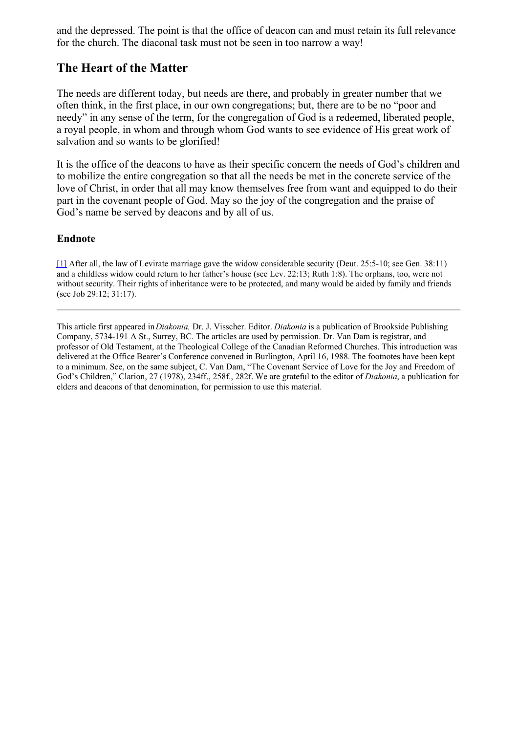and the depressed. The point is that the office of deacon can and must retain its full relevance for the church. The diaconal task must not be seen in too narrow a way!

## The Heart of the Matter

The needs are different today, but needs are there, and probably in greater number that we often think, in the first place, in our own congregations; but, there are to be no "poor and needy" in any sense of the term, for the congregation of God is a redeemed, liberated people, a royal people, in whom and through whom God wants to see evidence of His great work of salvation and so wants to be glorified!

It is the office of the deacons to have as their specific concern the needs of God's children and to mobilize the entire congregation so that all the needs be met in the concrete service of the love of Christ, in order that all may know themselves free from want and equipped to do their part in the covenant people of God. May so the joy of the congregation and the praise of God's name be served by deacons and by all of us.

### Endnote

[1] After all, the law of Levirate marriage gave the widow considerable security (Deut. 25:5-10; see Gen. 38:11) and a childless widow could return to her father's house (see Lev. 22:13; Ruth 1:8). The orphans, too, were not without security. Their rights of inheritance were to be protected, and many would be aided by family and friends (see Job 29:12; 31:17).

---

This article first appeared in *Diakonia,* Dr. J. Visscher. Editor. *Diakonia* is a publication of Brookside Publishing Company, 5734-191 A St., Surrey, BC. The articles are used by permission. Dr. Van Dam is registrar, and professor of Old Testament, at the Theological College of the Canadian Reformed Churches. This introduction was delivered at the Office Bearer's Conference convened in Burlington, April 16, 1988. The footnotes have been kept to a minimum. See, on the same subject, C. Van Dam, "The Covenant Service of Love for the Joy and Freedom of God's Children," Clarion, 27 (1978), 234ff., 258f., 282f. We are grateful to the editor of *Diakonia*, a publication for elders and deacons of that denomination, for permission to use this material.